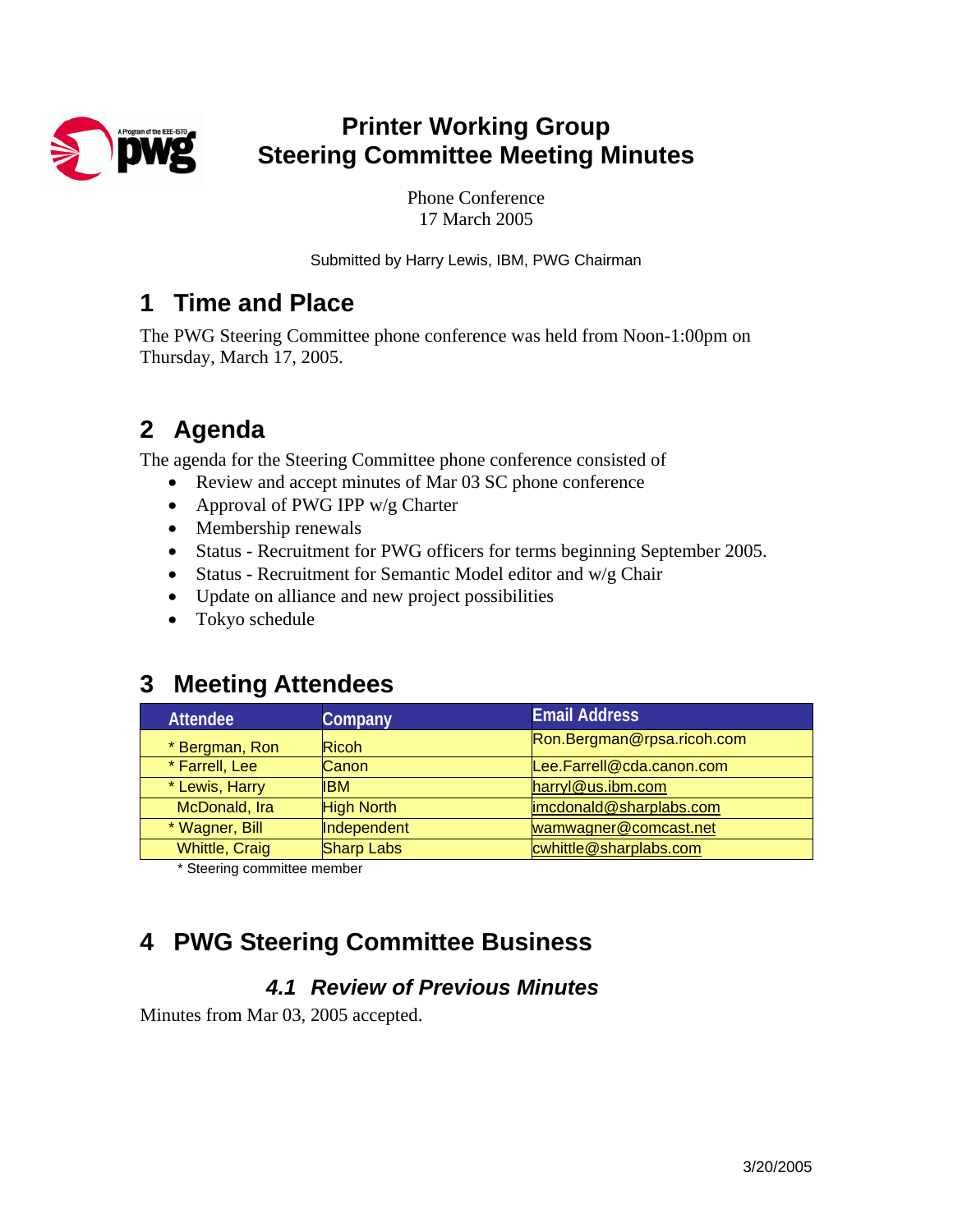# Printer Working Group
# Steering Committee Meeting Minutes

Phone Conference
17 March 2005

Submitted by Harry Lewis, IBM, PWG Chairman

## 1 Time and Place

The PWG Steering Committee phone conference was held from Noon-1:00pm on Thursday, March 17, 2005.

## 2 Agenda

The agenda for the Steering Committee phone conference consisted of

- Review and accept minutes of Mar 03 SC phone conference
- Approval of PWG IPP w/g Charter
- Membership renewals
- Status - Recruitment for PWG officers for terms beginning September 2005.
- Status - Recruitment for Semantic Model editor and w/g Chair
- Update on alliance and new project possibilities
- Tokyo schedule

## 3 Meeting Attendees

| Attendee | Company | Email Address |
| --- | --- | --- |
| * Bergman, Ron | Ricoh | Ron.Bergman@rpsa.ricoh.com |
| * Farrell, Lee | Canon | Lee.Farrell@cda.canon.com |
| * Lewis, Harry | IBM | harryl@us.ibm.com |
| McDonald, Ira | High North | imcdonald@sharplabs.com |
| * Wagner, Bill | Independent | wamwagner@comcast.net |
| Whittle, Craig | Sharp Labs | cwhittle@sharplabs.com |

\* Steering committee member

## 4 PWG Steering Committee Business

### 4.1 Review of Previous Minutes

Minutes from Mar 03, 2005 accepted.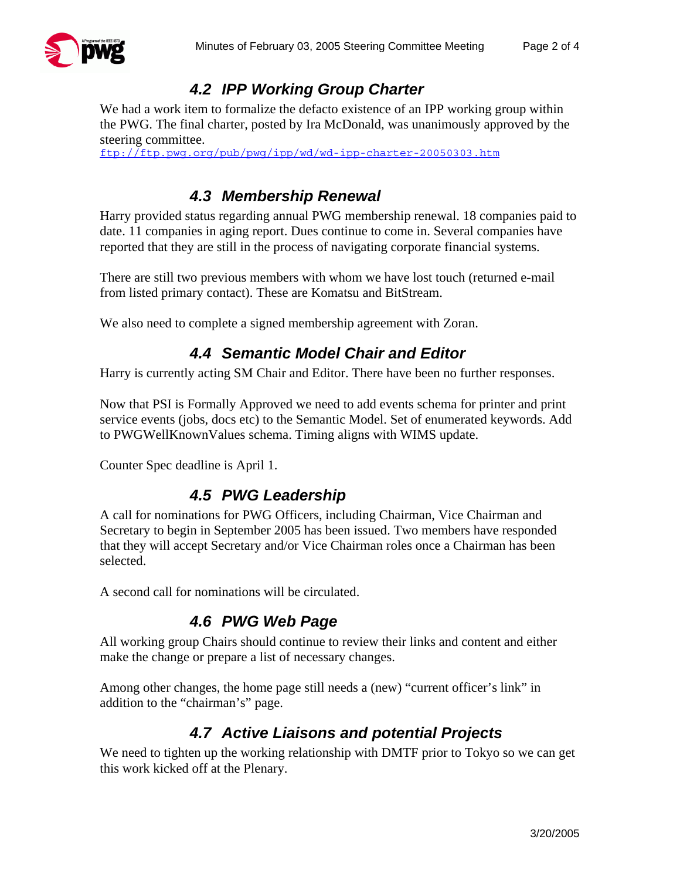## 4.2 IPP Working Group Charter

We had a work item to formalize the defacto existence of an IPP working group within the PWG. The final charter, posted by Ira McDonald, was unanimously approved by the steering committee.

ftp://ftp.pwg.org/pub/pwg/ipp/wd/wd-ipp-charter-20050303.htm

## 4.3 Membership Renewal

Harry provided status regarding annual PWG membership renewal. 18 companies paid to date. 11 companies in aging report. Dues continue to come in. Several companies have reported that they are still in the process of navigating corporate financial systems.

There are still two previous members with whom we have lost touch (returned e-mail from listed primary contact). These are Komatsu and BitStream.

We also need to complete a signed membership agreement with Zoran.

## 4.4 Semantic Model Chair and Editor

Harry is currently acting SM Chair and Editor. There have been no further responses.

Now that PSI is Formally Approved we need to add events schema for printer and print service events (jobs, docs etc) to the Semantic Model. Set of enumerated keywords. Add to PWGWellKnownValues schema. Timing aligns with WIMS update.

Counter Spec deadline is April 1.

## 4.5 PWG Leadership

A call for nominations for PWG Officers, including Chairman, Vice Chairman and Secretary to begin in September 2005 has been issued. Two members have responded that they will accept Secretary and/or Vice Chairman roles once a Chairman has been selected.

A second call for nominations will be circulated.

## 4.6 PWG Web Page

All working group Chairs should continue to review their links and content and either make the change or prepare a list of necessary changes.

Among other changes, the home page still needs a (new) "current officer's link" in addition to the "chairman's" page.

## 4.7 Active Liaisons and potential Projects

We need to tighten up the working relationship with DMTF prior to Tokyo so we can get this work kicked off at the Plenary.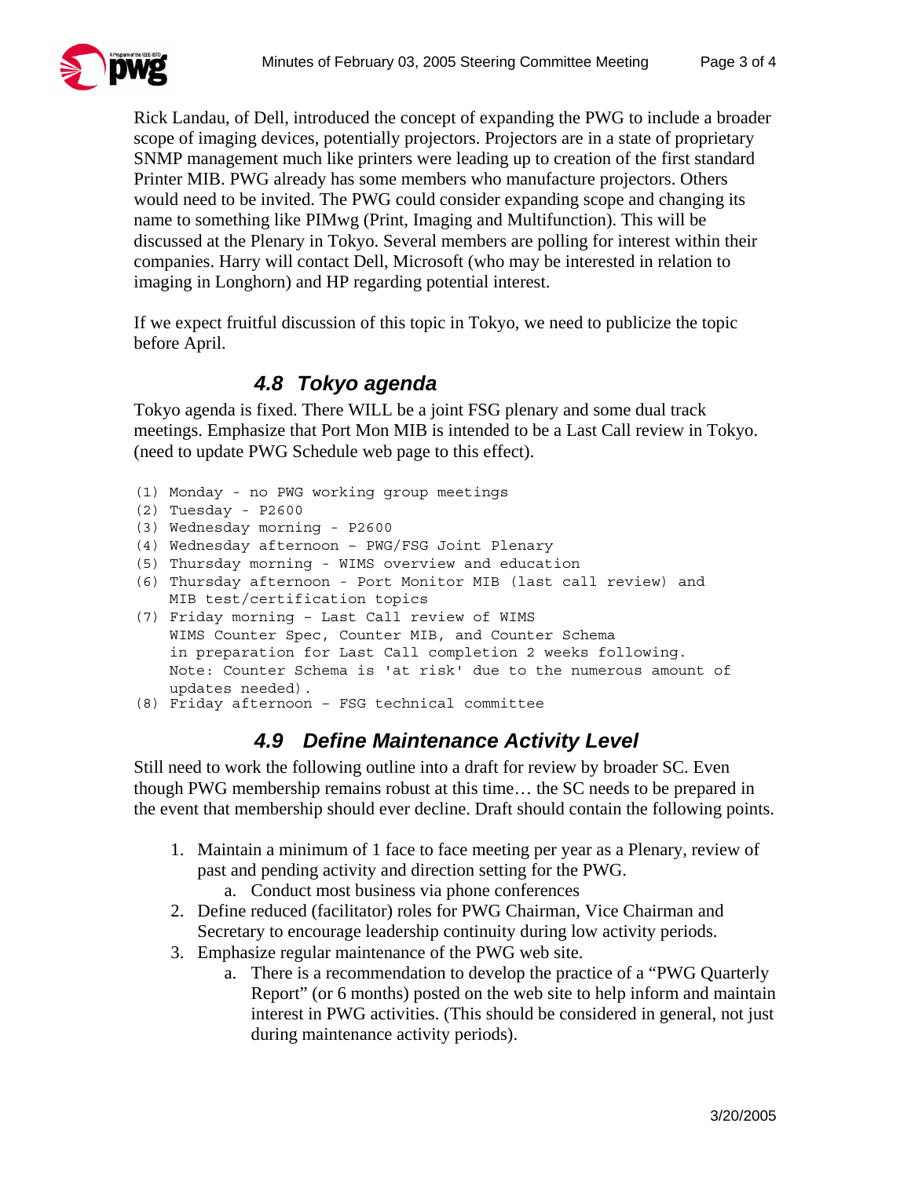Rick Landau, of Dell, introduced the concept of expanding the PWG to include a broader scope of imaging devices, potentially projectors. Projectors are in a state of proprietary SNMP management much like printers were leading up to creation of the first standard Printer MIB. PWG already has some members who manufacture projectors. Others would need to be invited. The PWG could consider expanding scope and changing its name to something like PIMwg (Print, Imaging and Multifunction). This will be discussed at the Plenary in Tokyo. Several members are polling for interest within their companies. Harry will contact Dell, Microsoft (who may be interested in relation to imaging in Longhorn) and HP regarding potential interest.

If we expect fruitful discussion of this topic in Tokyo, we need to publicize the topic before April.

### *4.8 Tokyo agenda*

Tokyo agenda is fixed. There WILL be a joint FSG plenary and some dual track meetings. Emphasize that Port Mon MIB is intended to be a Last Call review in Tokyo. (need to update PWG Schedule web page to this effect).

```
(1) Monday - no PWG working group meetings
(2) Tuesday - P2600
(3) Wednesday morning - P2600
(4) Wednesday afternoon – PWG/FSG Joint Plenary
(5) Thursday morning - WIMS overview and education
(6) Thursday afternoon - Port Monitor MIB (last call review) and
    MIB test/certification topics
(7) Friday morning – Last Call review of WIMS
    WIMS Counter Spec, Counter MIB, and Counter Schema
    in preparation for Last Call completion 2 weeks following.
    Note: Counter Schema is 'at risk' due to the numerous amount of
    updates needed).
(8) Friday afternoon – FSG technical committee
```

### *4.9 Define Maintenance Activity Level*

Still need to work the following outline into a draft for review by broader SC. Even though PWG membership remains robust at this time… the SC needs to be prepared in the event that membership should ever decline. Draft should contain the following points.

1. Maintain a minimum of 1 face to face meeting per year as a Plenary, review of past and pending activity and direction setting for the PWG.
   a. Conduct most business via phone conferences
2. Define reduced (facilitator) roles for PWG Chairman, Vice Chairman and Secretary to encourage leadership continuity during low activity periods.
3. Emphasize regular maintenance of the PWG web site.
   a. There is a recommendation to develop the practice of a "PWG Quarterly Report" (or 6 months) posted on the web site to help inform and maintain interest in PWG activities. (This should be considered in general, not just during maintenance activity periods).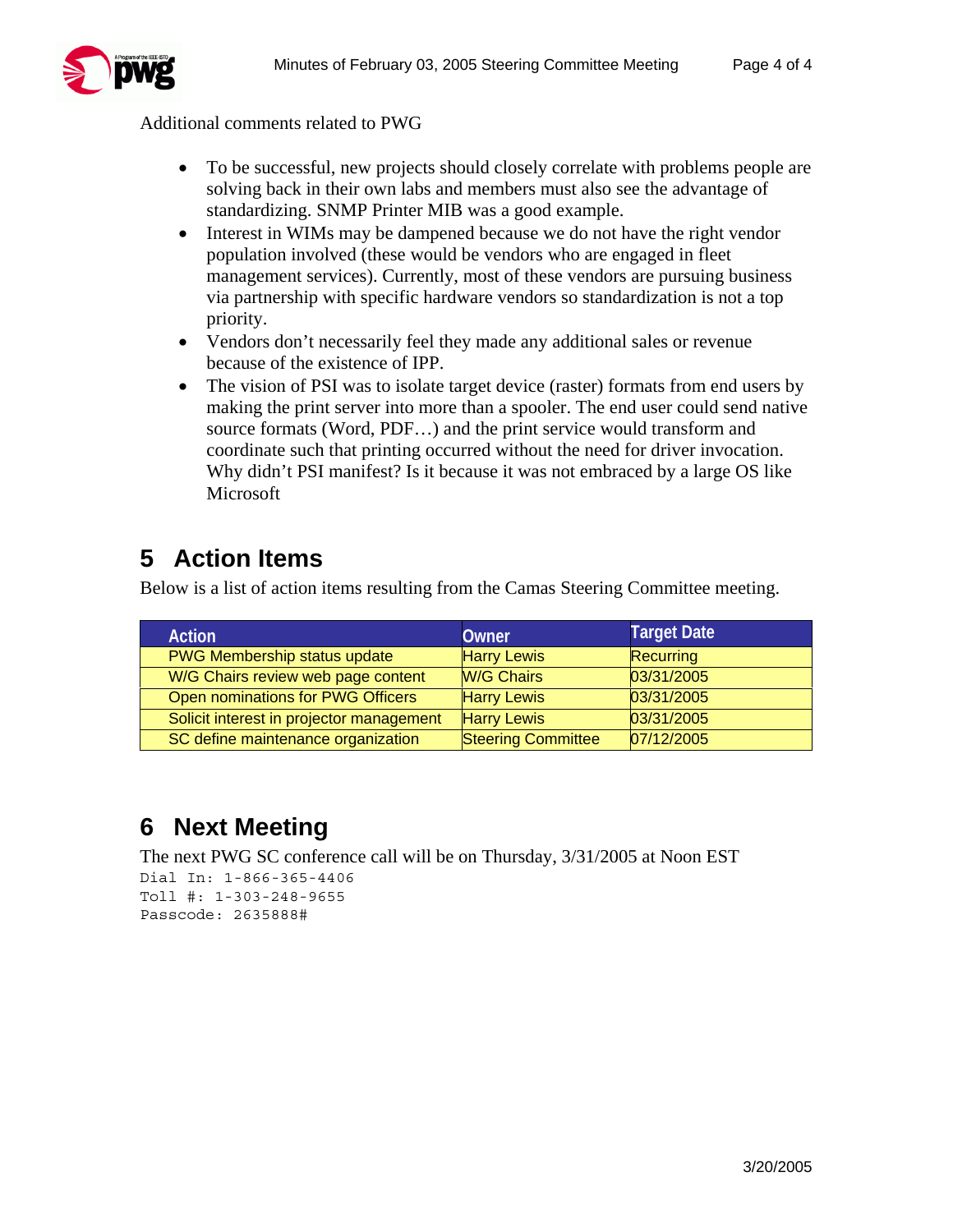Additional comments related to PWG

- To be successful, new projects should closely correlate with problems people are solving back in their own labs and members must also see the advantage of standardizing. SNMP Printer MIB was a good example.
- Interest in WIMs may be dampened because we do not have the right vendor population involved (these would be vendors who are engaged in fleet management services). Currently, most of these vendors are pursuing business via partnership with specific hardware vendors so standardization is not a top priority.
- Vendors don't necessarily feel they made any additional sales or revenue because of the existence of IPP.
- The vision of PSI was to isolate target device (raster) formats from end users by making the print server into more than a spooler. The end user could send native source formats (Word, PDF…) and the print service would transform and coordinate such that printing occurred without the need for driver invocation. Why didn't PSI manifest? Is it because it was not embraced by a large OS like Microsoft

# 5 Action Items

Below is a list of action items resulting from the Camas Steering Committee meeting.

| Action | Owner | Target Date |
|---|---|---|
| PWG Membership status update | Harry Lewis | Recurring |
| W/G Chairs review web page content | W/G Chairs | 03/31/2005 |
| Open nominations for PWG Officers | Harry Lewis | 03/31/2005 |
| Solicit interest in projector management | Harry Lewis | 03/31/2005 |
| SC define maintenance organization | Steering Committee | 07/12/2005 |

# 6 Next Meeting

The next PWG SC conference call will be on Thursday, 3/31/2005 at Noon EST

```
Dial In: 1-866-365-4406
Toll #: 1-303-248-9655
Passcode: 2635888#
```